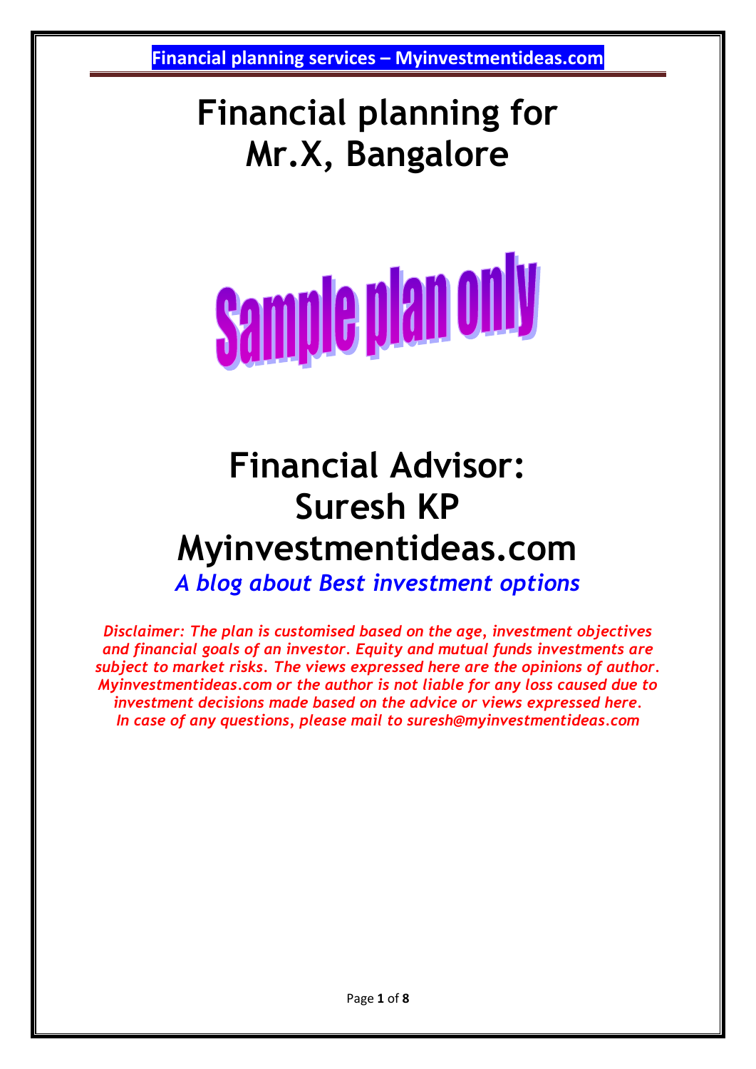# Financial planning for Mr.X, Bangalore

**Sample plan only**

# Financial Advisor: Suresh KP Myinvestmentideas.com

*A blog about Best investment options*

*Disclaimer: The plan is customised based on the age, investment objectives and financial goals of an investor. Equity and mutual funds investments are subject to market risks. The views expressed here are the opinions of author. Myinvestmentideas.com or the author is not liable for any loss caused due to investment decisions made based on the advice or views expressed here. In case of any questions, please mail to suresh@myinvestmentideas.com*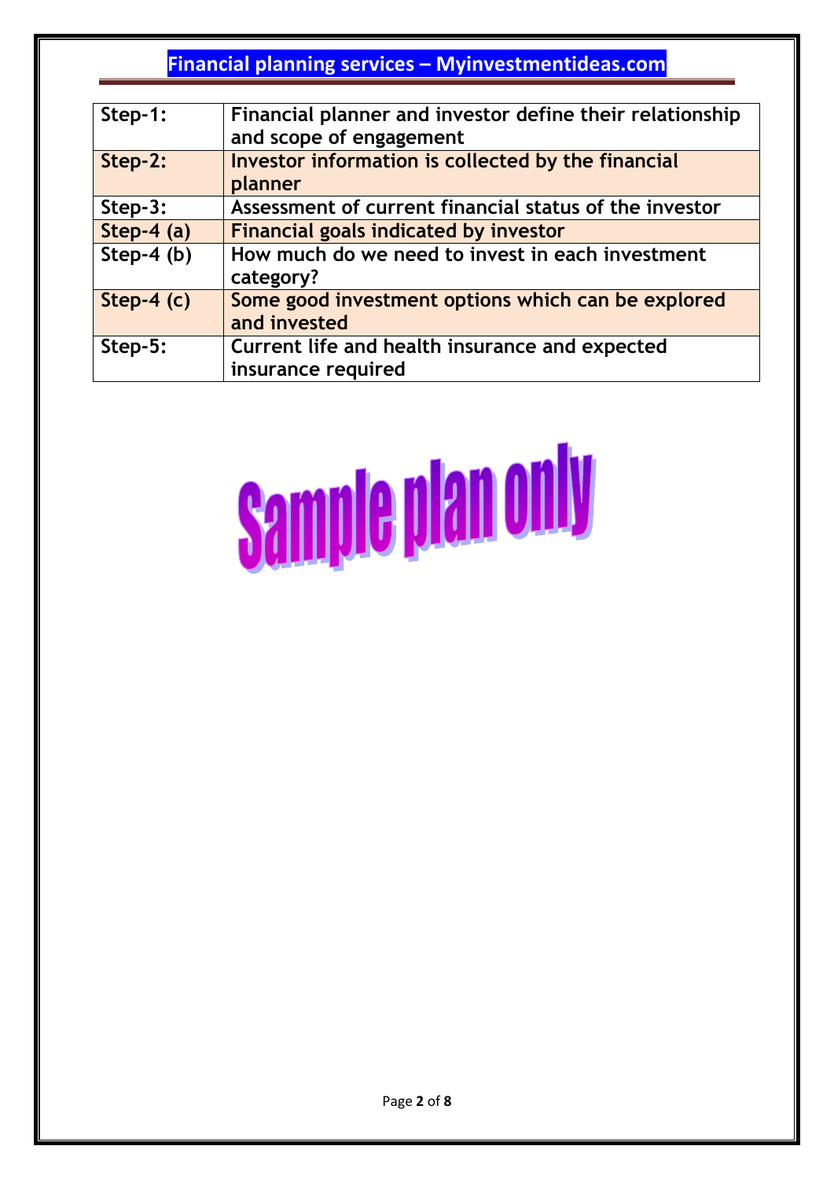| Step-1: | Financial planner and investor define their relationship and scope of engagement |
|---|---|
| Step-2: | Investor information is collected by the financial planner |
| Step-3: | Assessment of current financial status of the investor |
| Step-4 (a) | Financial goals indicated by investor |
| Step-4 (b) | How much do we need to invest in each investment category? |
| Step-4 (c) | Some good investment options which can be explored and invested |
| Step-5: | Current life and health insurance and expected insurance required |

**Sample plan only**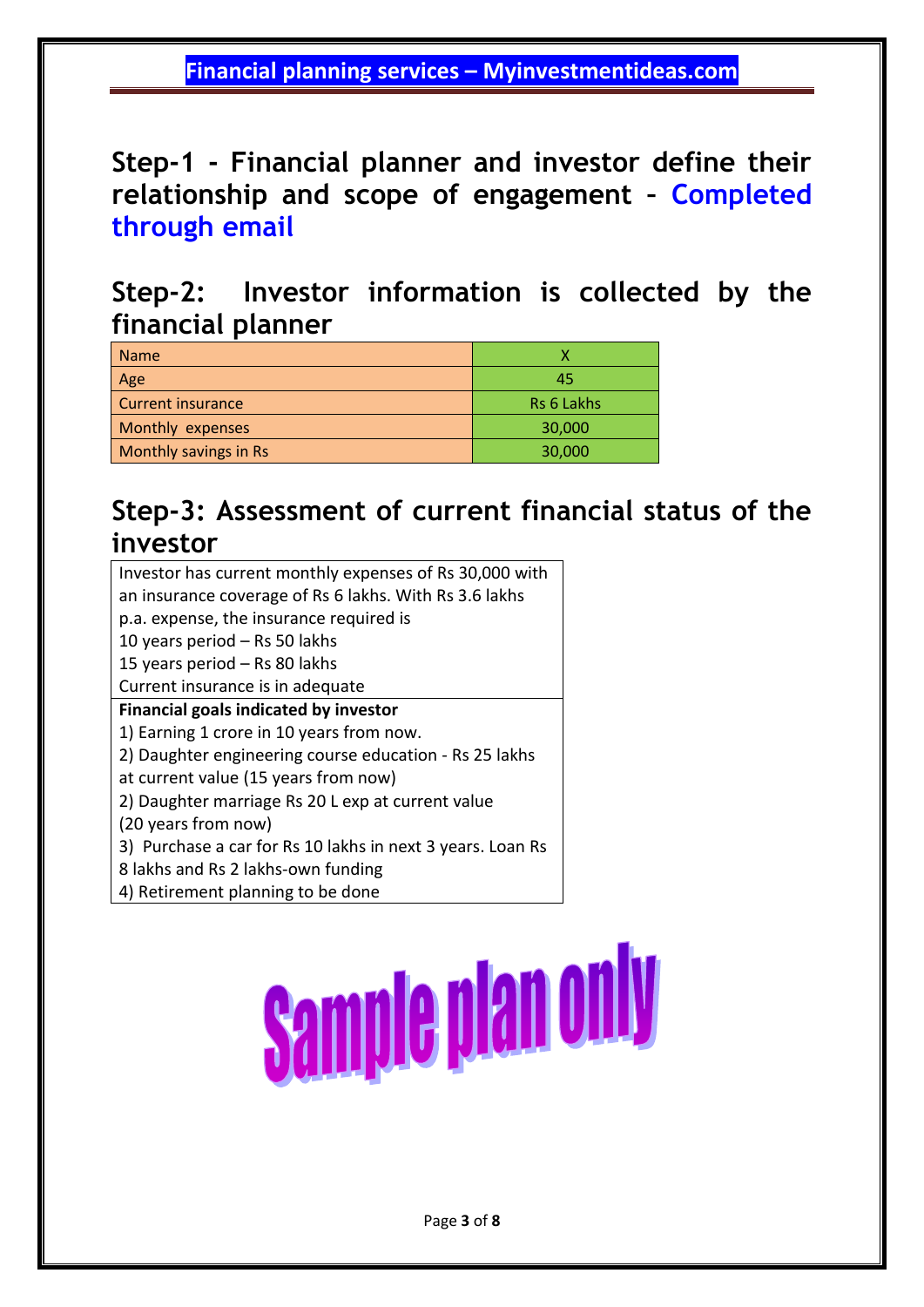## Step-1 - Financial planner and investor define their relationship and scope of engagement – Completed through email

## Step-2: Investor information is collected by the financial planner

| Name | X |
|---|---|
| Age | 45 |
| Current insurance | Rs 6 Lakhs |
| Monthly expenses | 30,000 |
| Monthly savings in Rs | 30,000 |

## Step-3: Assessment of current financial status of the investor

Investor has current monthly expenses of Rs 30,000 with an insurance coverage of Rs 6 lakhs. With Rs 3.6 lakhs p.a. expense, the insurance required is

10 years period – Rs 50 lakhs

15 years period – Rs 80 lakhs

Current insurance is in adequate

**Financial goals indicated by investor**

1) Earning 1 crore in 10 years from now.

2) Daughter engineering course education - Rs 25 lakhs at current value (15 years from now)

2) Daughter marriage Rs 20 L exp at current value (20 years from now)

3) Purchase a car for Rs 10 lakhs in next 3 years. Loan Rs 8 lakhs and Rs 2 lakhs-own funding

4) Retirement planning to be done

Sample plan only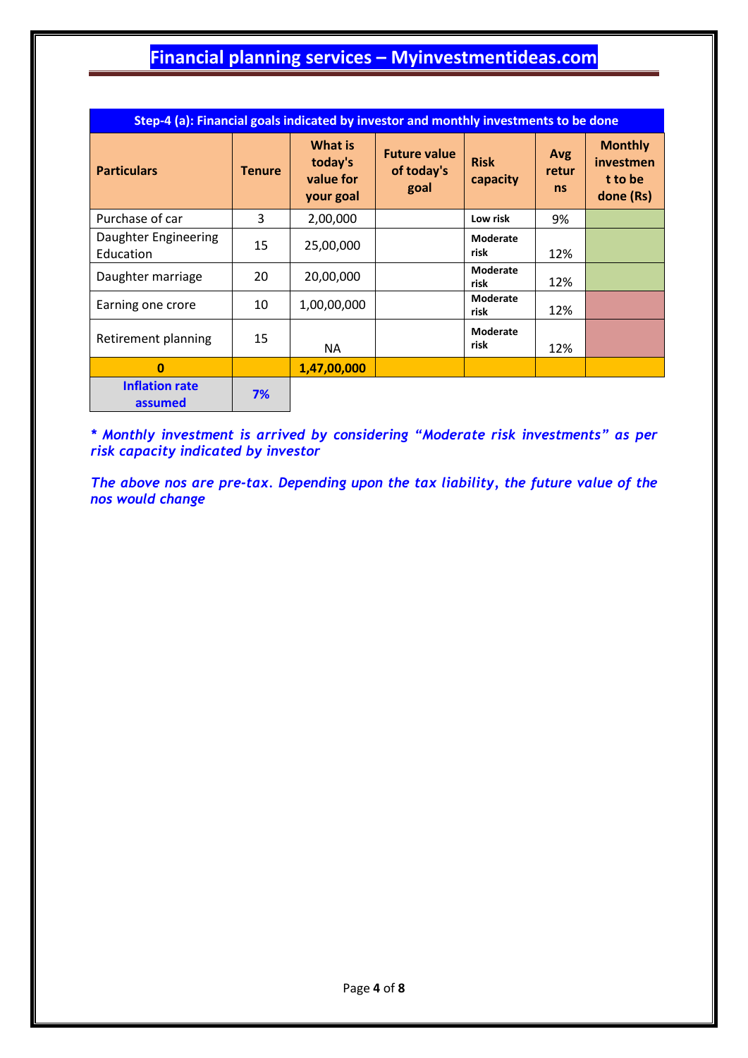# Financial planning services – Myinvestmentideas.com

| Step-4 (a): Financial goals indicated by investor and monthly investments to be done | | | | | | |
|---|---|---|---|---|---|---|
| **Particulars** | **Tenure** | **What is today's value for your goal** | **Future value of today's goal** | **Risk capacity** | **Avg returns** | **Monthly investment to be done (Rs)** |
| Purchase of car | 3 | 2,00,000 | | Low risk | 9% | |
| Daughter Engineering Education | 15 | 25,00,000 | | Moderate risk | 12% | |
| Daughter marriage | 20 | 20,00,000 | | Moderate risk | 12% | |
| Earning one crore | 10 | 1,00,00,000 | | Moderate risk | 12% | |
| Retirement planning | 15 | NA | | Moderate risk | 12% | |
| **0** | | **1,47,00,000** | | | | |
| **Inflation rate assumed** | **7%** | | | | | |

***\* Monthly investment is arrived by considering "Moderate risk investments" as per risk capacity indicated by investor***

***The above nos are pre-tax. Depending upon the tax liability, the future value of the nos would change***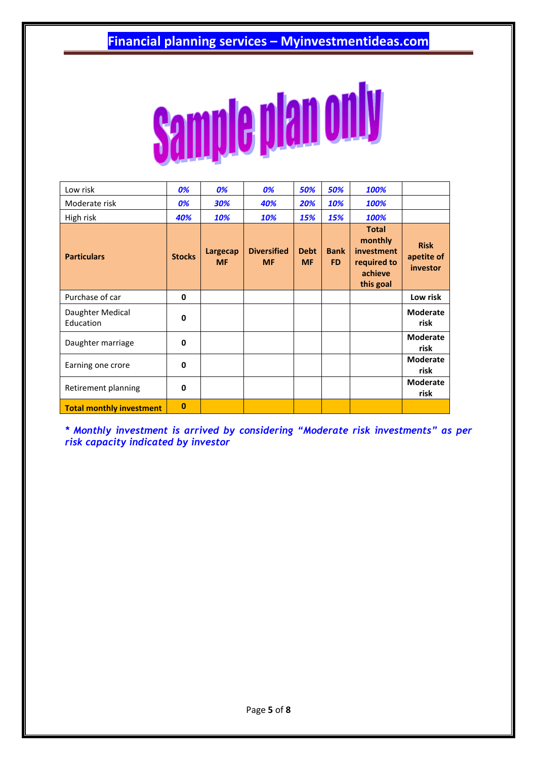# Sample plan only

| Low risk | 0% | 0% | 0% | 50% | 50% | 100% | |
|---|---|---|---|---|---|---|---|
| Moderate risk | 0% | 30% | 40% | 20% | 10% | 100% | |
| High risk | 40% | 10% | 10% | 15% | 15% | 100% | |
| **Particulars** | **Stocks** | **Largecap MF** | **Diversified MF** | **Debt MF** | **Bank FD** | **Total monthly investment required to achieve this goal** | **Risk apetite of investor** |
| Purchase of car | **0** | | | | | | **Low risk** |
| Daughter Medical Education | **0** | | | | | | **Moderate risk** |
| Daughter marriage | **0** | | | | | | **Moderate risk** |
| Earning one crore | **0** | | | | | | **Moderate risk** |
| Retirement planning | **0** | | | | | | **Moderate risk** |
| **Total monthly investment** | **0** | | | | | | |

***\* Monthly investment is arrived by considering "Moderate risk investments" as per risk capacity indicated by investor***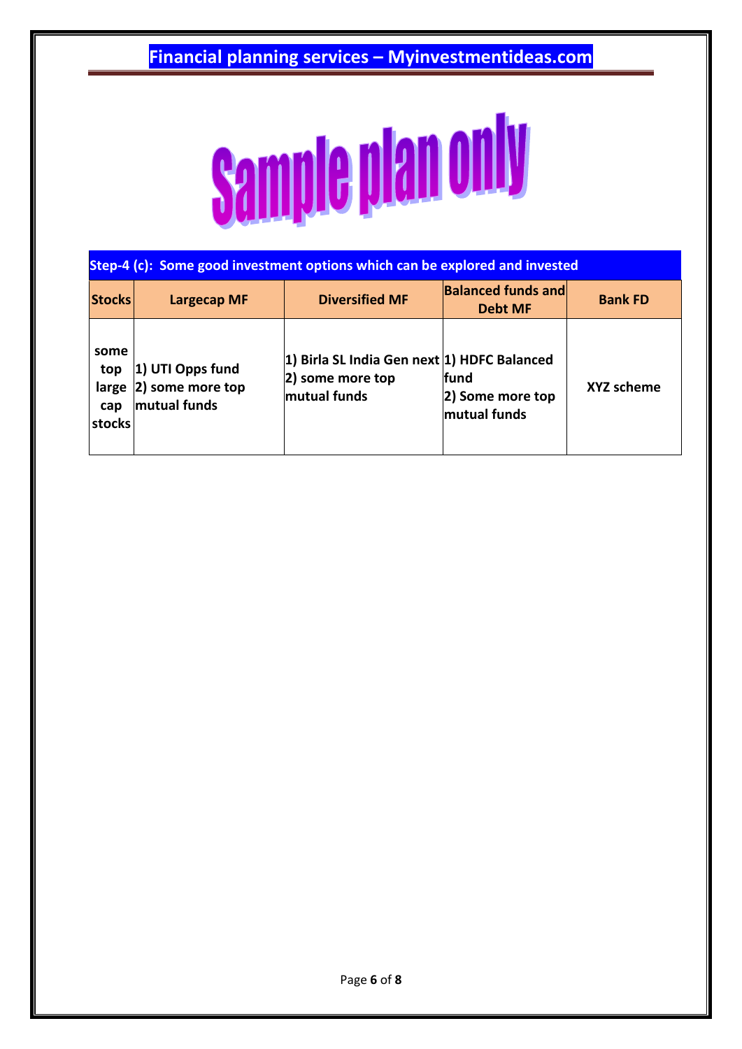Sample plan only

**Step-4 (c): Some good investment options which can be explored and invested**

| Stocks | Largecap MF | Diversified MF | Balanced funds and Debt MF | Bank FD |
|---|---|---|---|---|
| some top large cap stocks | 1) UTI Opps fund<br>2) some more top mutual funds | 1) Birla SL India Gen next<br>2) some more top mutual funds | 1) HDFC Balanced fund<br>2) Some more top mutual funds | XYZ scheme |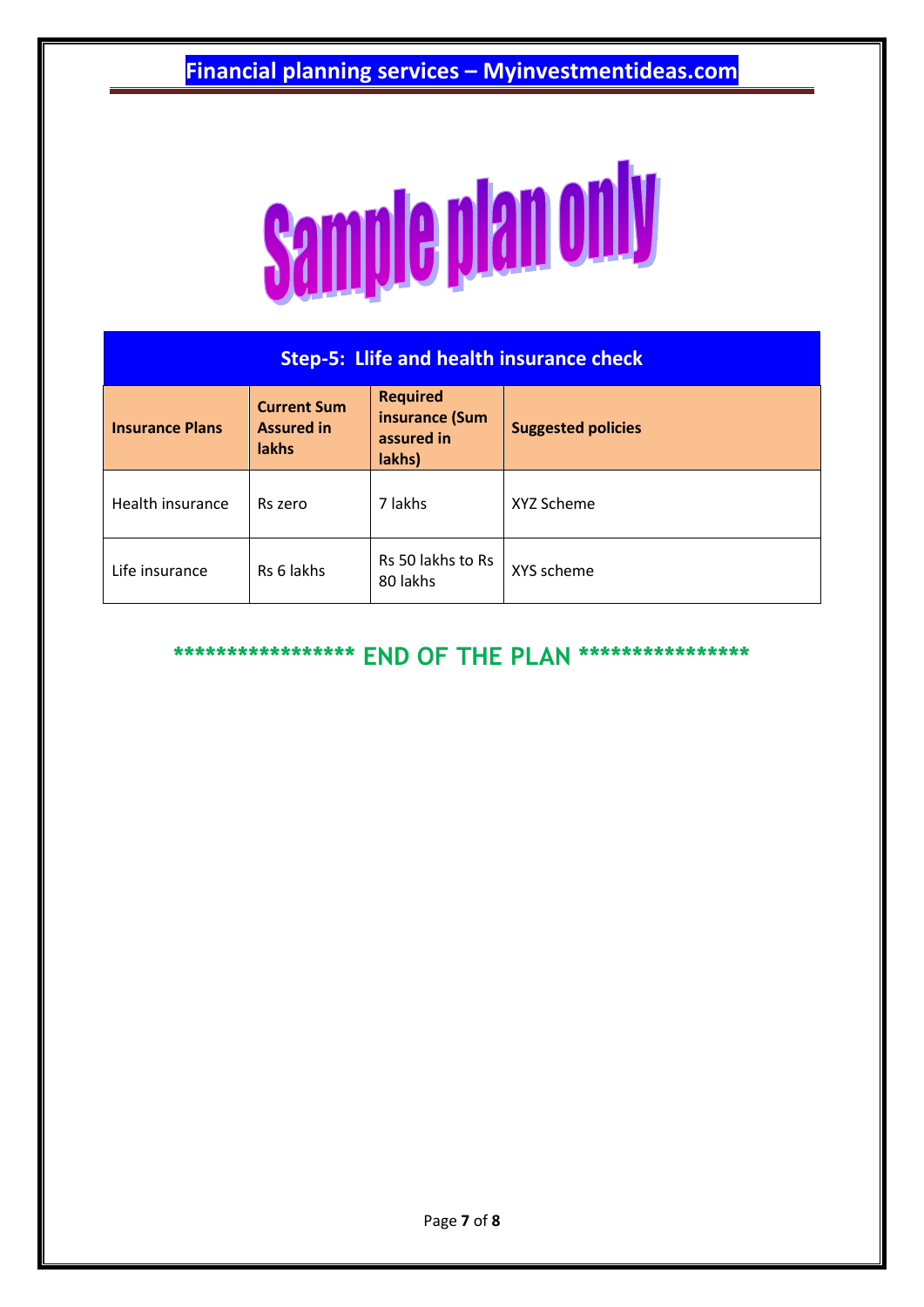Sample plan only

## Step-5: Llife and health insurance check

| Insurance Plans | Current Sum Assured in lakhs | Required insurance (Sum assured in lakhs) | Suggested policies |
|---|---|---|---|
| Health insurance | Rs zero | 7 lakhs | XYZ Scheme |
| Life insurance | Rs 6 lakhs | Rs 50 lakhs to Rs 80 lakhs | XYS scheme |

**\*\*\*\*\*\*\*\*\*\*\*\*\*\*\*\*\* END OF THE PLAN \*\*\*\*\*\*\*\*\*\*\*\*\*\*\*\***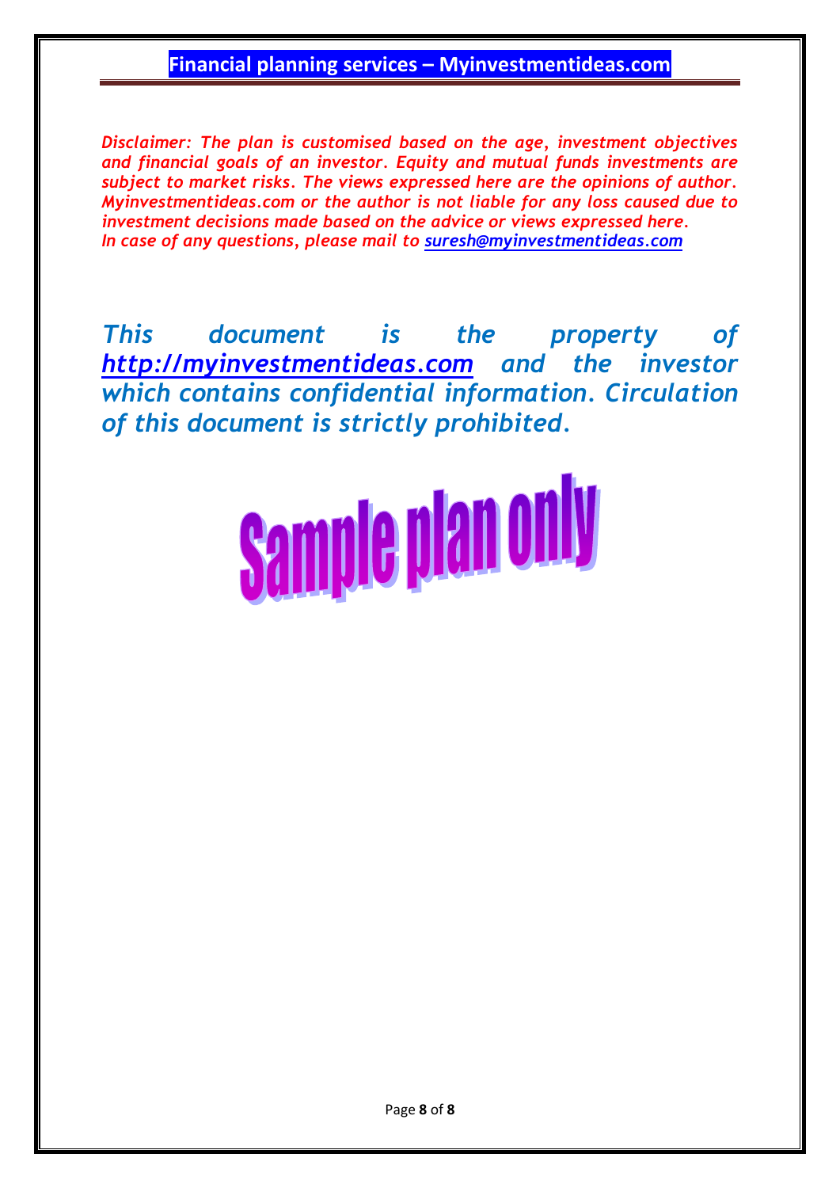*Disclaimer: The plan is customised based on the age, investment objectives and financial goals of an investor. Equity and mutual funds investments are subject to market risks. The views expressed here are the opinions of author. Myinvestmentideas.com or the author is not liable for any loss caused due to investment decisions made based on the advice or views expressed here.*
*In case of any questions, please mail to [suresh@myinvestmentideas.com](mailto:suresh@myinvestmentideas.com)*

*This document is the property of [http://myinvestmentideas.com](http://myinvestmentideas.com) and the investor which contains confidential information. Circulation of this document is strictly prohibited.*

**Sample plan only**